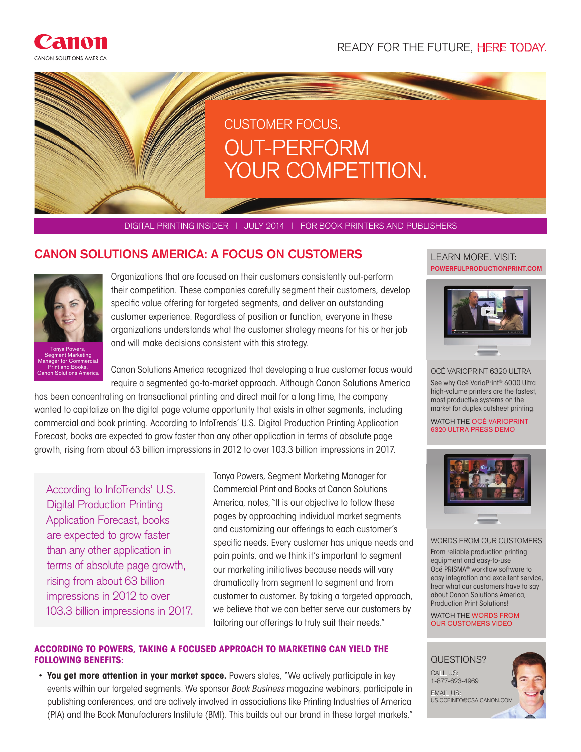READY FOR THE FUTURE, HERE TODAY.

# CUSTOMER FOCUS.

# OUT-PERFORM YOUR COMPETITION.

DIGITAL PRINTING INSIDER | JULY 2014 | FOR BOOK PRINTERS AND PUBLISHERS

## CANON SOLUTIONS AMERICA: A FOCUS ON CUSTOMERS

Tonya Powers, Segment Marketing Manager for Commercial Print and Books, Canon Solutions America

Organizations that are focused on their customers consistently out-perform their competition. These companies carefully segment their customers, develop specific value offering for targeted segments, and deliver an outstanding customer experience. Regardless of position or function, everyone in these organizations understands what the customer strategy means for his or her job and will make decisions consistent with this strategy.

Canon Solutions America recognized that developing a true customer focus would require a segmented go-to-market approach. Although Canon Solutions America has been concentrating on transactional printing and direct mail for a long time, the company wanted to capitalize on the digital page volume opportunity that exists in other segments, including commercial and book printing. According to InfoTrends' U.S. Digital Production Printing Application Forecast, books are expected to grow faster than any other application in terms of absolute page growth, rising from about 63 billion impressions in 2012 to over 103.3 billion impressions in 2017.

> According to InfoTrends' U.S. Digital Production Printing Application Forecast, books are expected to grow faster than any other application in terms of absolute page growth, rising from about 63 billion impressions in 2012 to over 103.3 billion impressions in 2017.

Tonya Powers, Segment Marketing Manager for Commercial Print and Books at Canon Solutions America, notes, "It is our objective to follow these pages by approaching individual market segments and customizing our offerings to each customer's specific needs. Every customer has unique needs and pain points, and we think it's important to segment our marketing initiatives because needs will vary dramatically from segment to segment and from customer to customer. By taking a targeted approach, we believe that we can better serve our customers by tailoring our offerings to truly suit their needs."

### ACCORDING TO POWERS, TAKING A FOCUSED APPROACH TO MARKETING CAN YIELD THE FOLLOWING BENEFITS:

- **You get more attention in your market space.** Powers states, "We actively participate in key events within our targeted segments. We sponsor *Book Business* magazine webinars, participate in publishing conferences, and are actively involved in associations like Printing Industries of America (PIA) and the Book Manufacturers Institute (BMI). This builds out our brand in these target markets."

LEARN MORE. VISIT: POWERFULPRODUCTIONPRINT.COM

**OCÉ VARIOPRINT 6320 ULTRA**

See why Océ VarioPrint® 6000 Ultra high-volume printers are the fastest, most productive systems on the market for duplex cutsheet printing.

WATCH THE OCÉ VARIOPRINT 6320 ULTRA PRESS DEMO

**WORDS FROM OUR CUSTOMERS**

From reliable production printing equipment and easy-to-use Océ PRISMA® workflow software to easy integration and excellent service, hear what our customers have to say about Canon Solutions America, Production Print Solutions!

WATCH THE WORDS FROM OUR CUSTOMERS VIDEO

**QUESTIONS?**

CALL US: 1-877-623-4969

EMAIL US: US.OCEINFO@CSA.CANON.COM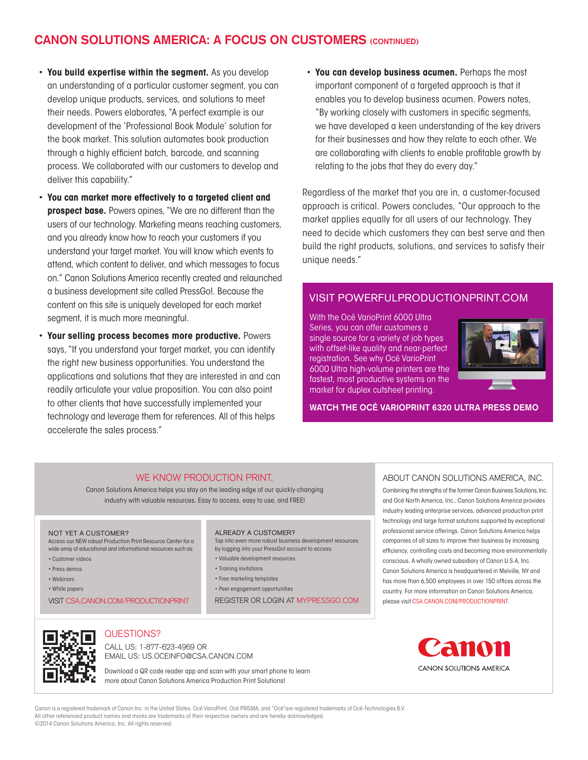## CANON SOLUTIONS AMERICA: A FOCUS ON CUSTOMERS (CONTINUED)

- **You build expertise within the segment.** As you develop an understanding of a particular customer segment, you can develop unique products, services, and solutions to meet their needs. Powers elaborates, "A perfect example is our development of the 'Professional Book Module' solution for the book market. This solution automates book production through a highly efficient batch, barcode, and scanning process. We collaborated with our customers to develop and deliver this capability."
- **You can market more effectively to a targeted client and prospect base.** Powers opines, "We are no different than the users of our technology. Marketing means reaching customers, and you already know how to reach your customers if you understand your target market. You will know which events to attend, which content to deliver, and which messages to focus on." Canon Solutions America recently created and relaunched a business development site called PressGo!. Because the content on this site is uniquely developed for each market segment, it is much more meaningful.
- **Your selling process becomes more productive.** Powers says, "If you understand your target market, you can identify the right new business opportunities. You understand the applications and solutions that they are interested in and can readily articulate your value proposition. You can also point to other clients that have successfully implemented your technology and leverage them for references. All of this helps accelerate the sales process."
- **You can develop business acumen.** Perhaps the most important component of a targeted approach is that it enables you to develop business acumen. Powers notes, "By working closely with customers in specific segments, we have developed a keen understanding of the key drivers for their businesses and how they relate to each other. We are collaborating with clients to enable profitable growth by relating to the jobs that they do every day."

Regardless of the market that you are in, a customer-focused approach is critical. Powers concludes, "Our approach to the market applies equally for all users of our technology. They need to decide which customers they can best serve and then build the right products, solutions, and services to satisfy their unique needs."

### VISIT POWERFULPRODUCTIONPRINT.COM

With the Océ VarioPrint 6000 Ultra Series, you can offer customers a single source for a variety of job types with offset-like quality and near-perfect registration. See why Océ VarioPrint 6000 Ultra high-volume printers are the fastest, most productive systems on the market for duplex cutsheet printing.

**WATCH THE OCÉ VARIOPRINT 6320 ULTRA PRESS DEMO**

### WE KNOW PRODUCTION PRINT.

Canon Solutions America helps you stay on the leading edge of our quickly-changing industry with valuable resources. Easy to access, easy to use, and FREE!

**NOT YET A CUSTOMER?**
Access our NEW robust Production Print Resource Center for a wide array of educational and informational resources such as:

- Customer videos
- Press demos
- Webinars
- White papers

VISIT CSA.CANON.COM/PRODUCTIONPRINT

**ALREADY A CUSTOMER?**
Tap into even more robust business development resources by logging into your PressGo! account to access:

- Valuable development resources
- Training invitations
- Free marketing templates
- Peer engagement opportunities

REGISTER OR LOGIN AT MYPRESSGO.COM

### ABOUT CANON SOLUTIONS AMERICA, INC.

Combining the strengths of the former Canon Business Solutions, Inc. and Océ North America, Inc., Canon Solutions America provides industry leading enterprise services, advanced production print technology and large format solutions supported by exceptional professional service offerings. Canon Solutions America helps companies of all sizes to improve their business by increasing efficiency, controlling costs and becoming more environmentally conscious. A wholly owned subsidiary of Canon U.S.A, Inc. Canon Solutions America is headquartered in Melville, NY and has more than 6,500 employees in over 150 offices across the country. For more information on Canon Solutions America, please visit CSA.CANON.COM/PRODUCTIONPRINT.

### QUESTIONS?

CALL US: 1-877-623-4969 OR
EMAIL US: US.OCEINFO@CSA.CANON.COM

Download a QR code reader app and scan with your smart phone to learn more about Canon Solutions America Production Print Solutions!

Canon
CANON SOLUTIONS AMERICA

Canon is a registered trademark of Canon Inc. in the United States. Océ VarioPrint, Océ PRISMA, and "Océ"are registered trademarks of Océ-Technologies B.V.
All other referenced product names and marks are trademarks of their respective owners and are hereby acknowledged.
©2014 Canon Solutions America, Inc. All rights reserved.